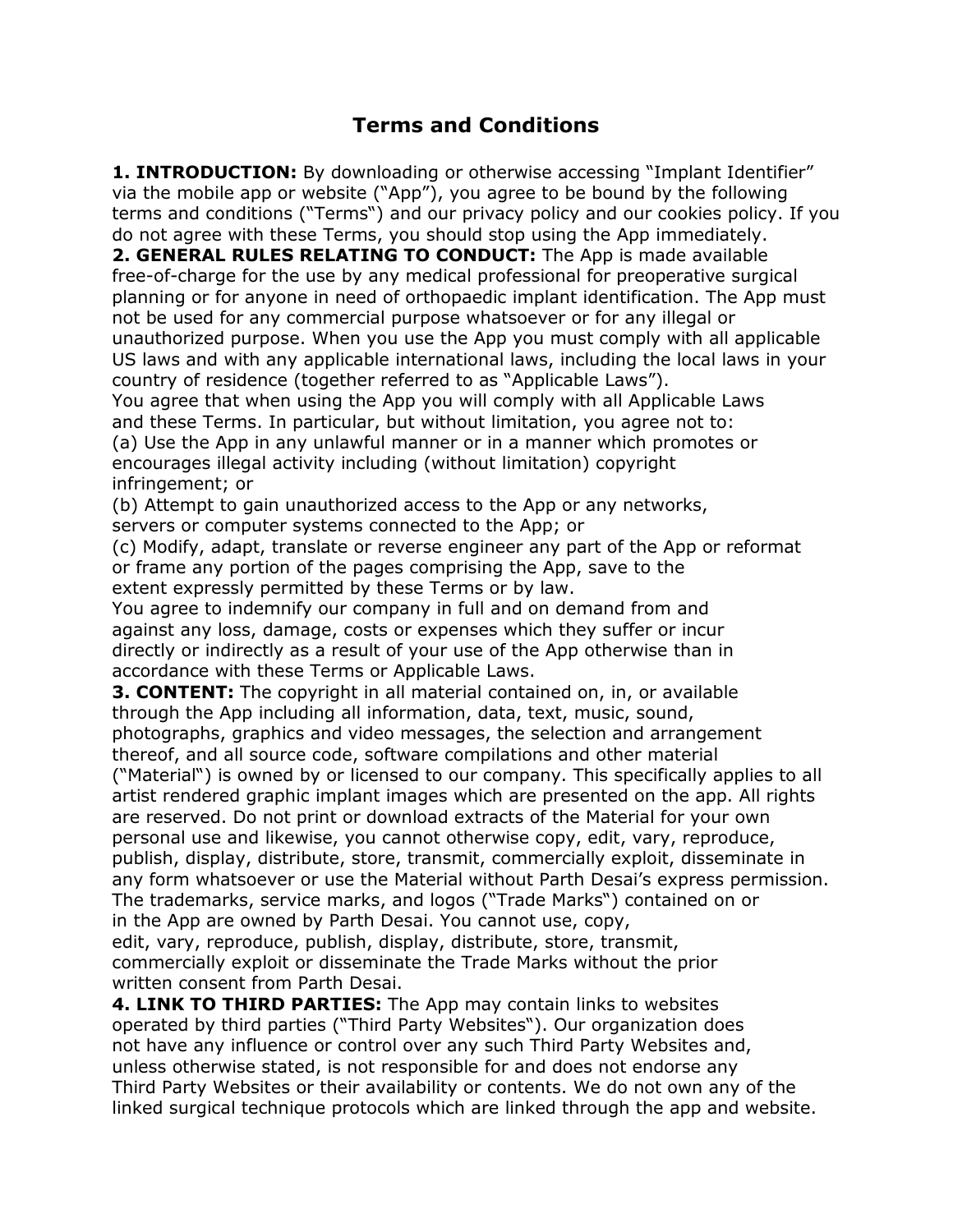# Terms and Conditions

**1. INTRODUCTION:** By downloading or otherwise accessing "Implant Identifier" via the mobile app or website ("App"), you agree to be bound by the following terms and conditions ("Terms") and our privacy policy and our cookies policy. If you do not agree with these Terms, you should stop using the App immediately.

**2. GENERAL RULES RELATING TO CONDUCT:** The App is made available free-of-charge for the use by any medical professional for preoperative surgical planning or for anyone in need of orthopaedic implant identification. The App must not be used for any commercial purpose whatsoever or for any illegal or unauthorized purpose. When you use the App you must comply with all applicable US laws and with any applicable international laws, including the local laws in your country of residence (together referred to as "Applicable Laws").

You agree that when using the App you will comply with all Applicable Laws and these Terms. In particular, but without limitation, you agree not to:

(a) Use the App in any unlawful manner or in a manner which promotes or encourages illegal activity including (without limitation) copyright infringement; or

(b) Attempt to gain unauthorized access to the App or any networks, servers or computer systems connected to the App; or

(c) Modify, adapt, translate or reverse engineer any part of the App or reformat or frame any portion of the pages comprising the App, save to the extent expressly permitted by these Terms or by law.

You agree to indemnify our company in full and on demand from and against any loss, damage, costs or expenses which they suffer or incur directly or indirectly as a result of your use of the App otherwise than in accordance with these Terms or Applicable Laws.

**3. CONTENT:** The copyright in all material contained on, in, or available through the App including all information, data, text, music, sound, photographs, graphics and video messages, the selection and arrangement thereof, and all source code, software compilations and other material ("Material") is owned by or licensed to our company. This specifically applies to all artist rendered graphic implant images which are presented on the app. All rights are reserved. Do not print or download extracts of the Material for your own personal use and likewise, you cannot otherwise copy, edit, vary, reproduce, publish, display, distribute, store, transmit, commercially exploit, disseminate in any form whatsoever or use the Material without Parth Desai's express permission. The trademarks, service marks, and logos ("Trade Marks") contained on or in the App are owned by Parth Desai. You cannot use, copy, edit, vary, reproduce, publish, display, distribute, store, transmit, commercially exploit or disseminate the Trade Marks without the prior written consent from Parth Desai.

**4. LINK TO THIRD PARTIES:** The App may contain links to websites operated by third parties ("Third Party Websites"). Our organization does not have any influence or control over any such Third Party Websites and, unless otherwise stated, is not responsible for and does not endorse any Third Party Websites or their availability or contents. We do not own any of the linked surgical technique protocols which are linked through the app and website.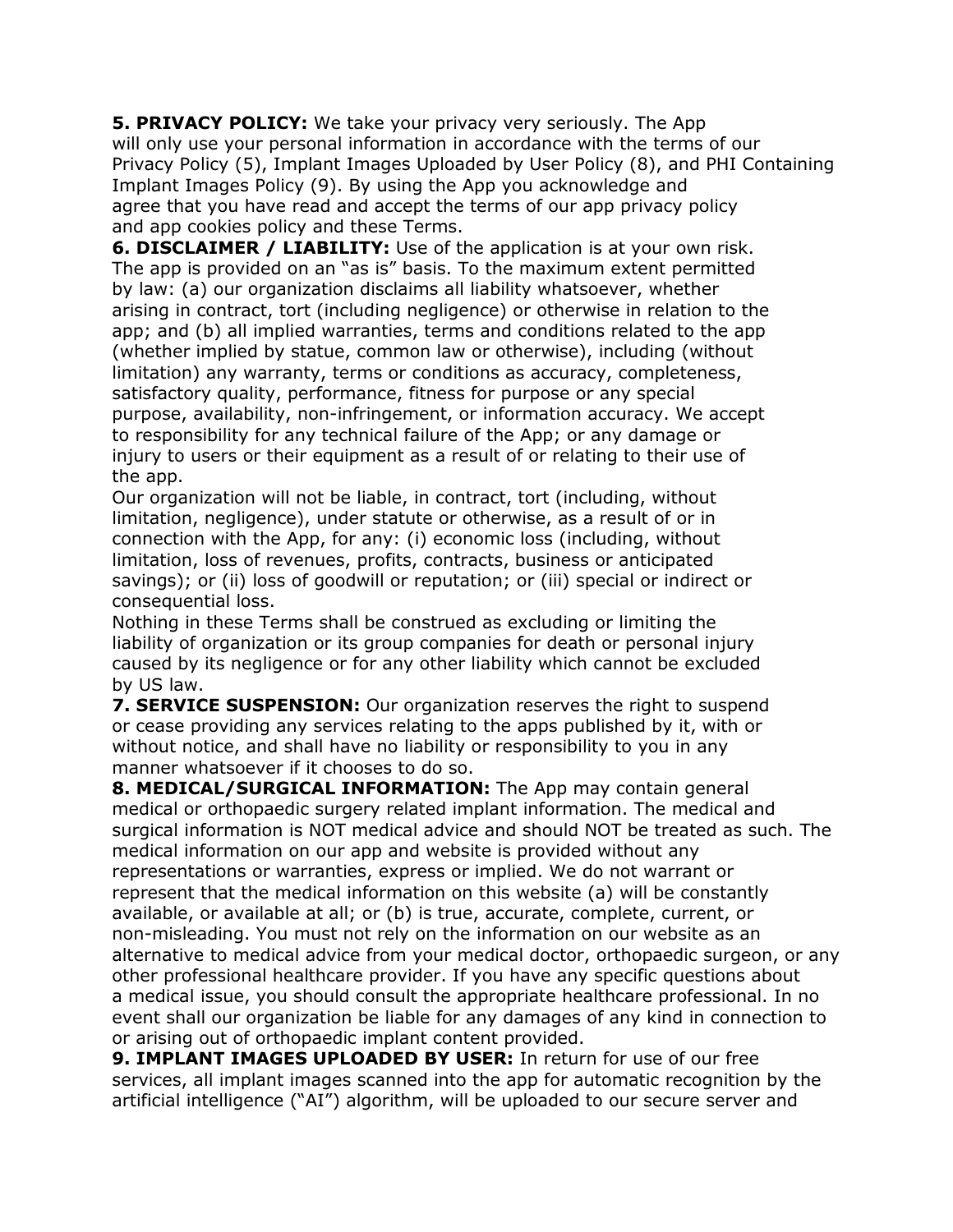**5. PRIVACY POLICY:** We take your privacy very seriously. The App will only use your personal information in accordance with the terms of our Privacy Policy (5), Implant Images Uploaded by User Policy (8), and PHI Containing Implant Images Policy (9). By using the App you acknowledge and agree that you have read and accept the terms of our app privacy policy and app cookies policy and these Terms.

**6. DISCLAIMER / LIABILITY:** Use of the application is at your own risk. The app is provided on an "as is" basis. To the maximum extent permitted by law: (a) our organization disclaims all liability whatsoever, whether arising in contract, tort (including negligence) or otherwise in relation to the app; and (b) all implied warranties, terms and conditions related to the app (whether implied by statue, common law or otherwise), including (without limitation) any warranty, terms or conditions as accuracy, completeness, satisfactory quality, performance, fitness for purpose or any special purpose, availability, non-infringement, or information accuracy. We accept to responsibility for any technical failure of the App; or any damage or injury to users or their equipment as a result of or relating to their use of the app.

Our organization will not be liable, in contract, tort (including, without limitation, negligence), under statute or otherwise, as a result of or in connection with the App, for any: (i) economic loss (including, without limitation, loss of revenues, profits, contracts, business or anticipated savings); or (ii) loss of goodwill or reputation; or (iii) special or indirect or consequential loss.

Nothing in these Terms shall be construed as excluding or limiting the liability of organization or its group companies for death or personal injury caused by its negligence or for any other liability which cannot be excluded by US law.

**7. SERVICE SUSPENSION:** Our organization reserves the right to suspend or cease providing any services relating to the apps published by it, with or without notice, and shall have no liability or responsibility to you in any manner whatsoever if it chooses to do so.

**8. MEDICAL/SURGICAL INFORMATION:** The App may contain general medical or orthopaedic surgery related implant information. The medical and surgical information is NOT medical advice and should NOT be treated as such. The medical information on our app and website is provided without any representations or warranties, express or implied. We do not warrant or represent that the medical information on this website (a) will be constantly available, or available at all; or (b) is true, accurate, complete, current, or non-misleading. You must not rely on the information on our website as an alternative to medical advice from your medical doctor, orthopaedic surgeon, or any other professional healthcare provider. If you have any specific questions about a medical issue, you should consult the appropriate healthcare professional. In no event shall our organization be liable for any damages of any kind in connection to or arising out of orthopaedic implant content provided.

**9. IMPLANT IMAGES UPLOADED BY USER:** In return for use of our free services, all implant images scanned into the app for automatic recognition by the artificial intelligence ("AI") algorithm, will be uploaded to our secure server and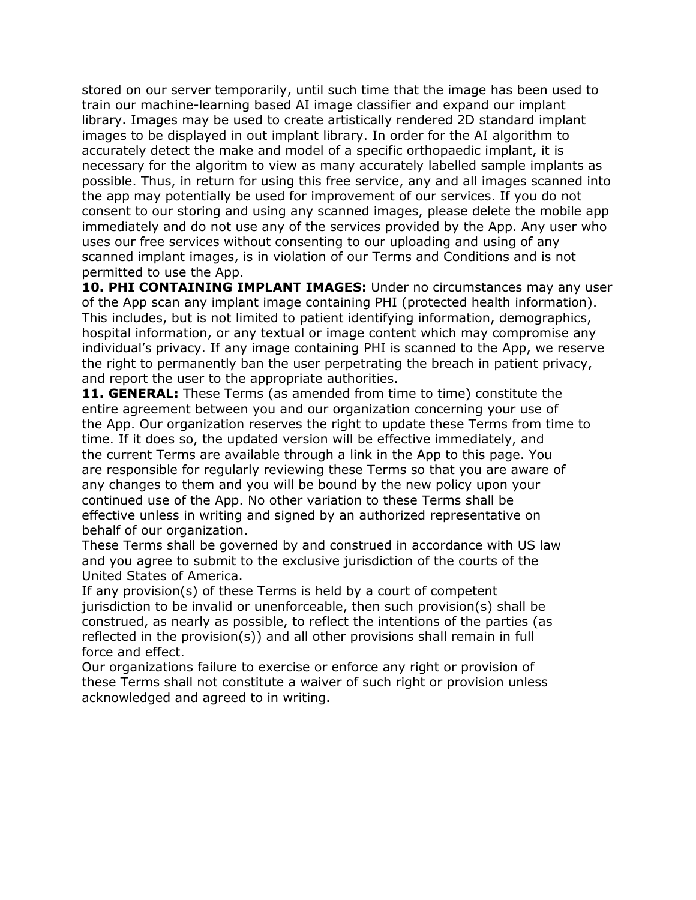stored on our server temporarily, until such time that the image has been used to train our machine-learning based AI image classifier and expand our implant library. Images may be used to create artistically rendered 2D standard implant images to be displayed in out implant library. In order for the AI algorithm to accurately detect the make and model of a specific orthopaedic implant, it is necessary for the algoritm to view as many accurately labelled sample implants as possible. Thus, in return for using this free service, any and all images scanned into the app may potentially be used for improvement of our services. If you do not consent to our storing and using any scanned images, please delete the mobile app immediately and do not use any of the services provided by the App. Any user who uses our free services without consenting to our uploading and using of any scanned implant images, is in violation of our Terms and Conditions and is not permitted to use the App.

**10. PHI CONTAINING IMPLANT IMAGES:** Under no circumstances may any user of the App scan any implant image containing PHI (protected health information). This includes, but is not limited to patient identifying information, demographics, hospital information, or any textual or image content which may compromise any individual's privacy. If any image containing PHI is scanned to the App, we reserve the right to permanently ban the user perpetrating the breach in patient privacy, and report the user to the appropriate authorities.

**11. GENERAL:** These Terms (as amended from time to time) constitute the entire agreement between you and our organization concerning your use of the App. Our organization reserves the right to update these Terms from time to time. If it does so, the updated version will be effective immediately, and the current Terms are available through a link in the App to this page. You are responsible for regularly reviewing these Terms so that you are aware of any changes to them and you will be bound by the new policy upon your continued use of the App. No other variation to these Terms shall be effective unless in writing and signed by an authorized representative on behalf of our organization.

These Terms shall be governed by and construed in accordance with US law and you agree to submit to the exclusive jurisdiction of the courts of the United States of America.

If any provision(s) of these Terms is held by a court of competent jurisdiction to be invalid or unenforceable, then such provision(s) shall be construed, as nearly as possible, to reflect the intentions of the parties (as reflected in the provision(s)) and all other provisions shall remain in full force and effect.

Our organizations failure to exercise or enforce any right or provision of these Terms shall not constitute a waiver of such right or provision unless acknowledged and agreed to in writing.